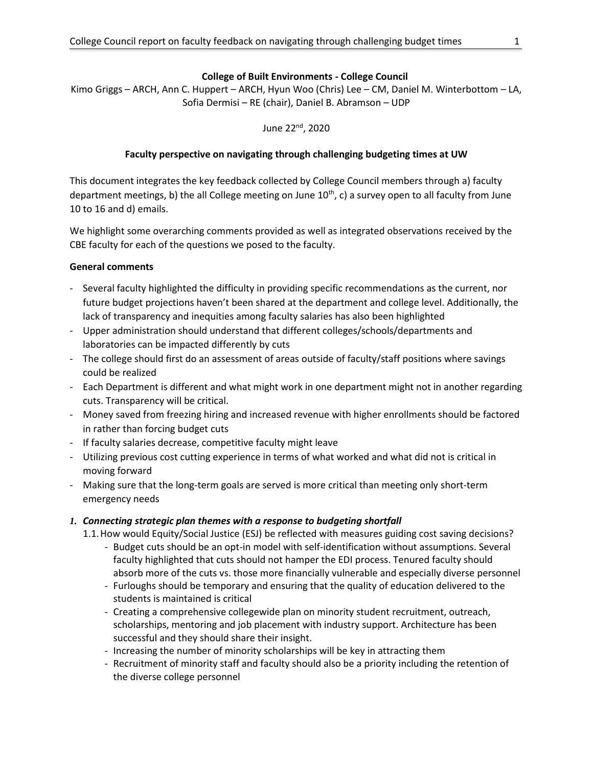**College of Built Environments - College Council**

Kimo Griggs – ARCH, Ann C. Huppert – ARCH, Hyun Woo (Chris) Lee – CM, Daniel M. Winterbottom – LA, Sofia Dermisi – RE (chair), Daniel B. Abramson – UDP

June 22nd, 2020

**Faculty perspective on navigating through challenging budgeting times at UW**

This document integrates the key feedback collected by College Council members through a) faculty department meetings, b) the all College meeting on June 10th, c) a survey open to all faculty from June 10 to 16 and d) emails.

We highlight some overarching comments provided as well as integrated observations received by the CBE faculty for each of the questions we posed to the faculty.

**General comments**

- Several faculty highlighted the difficulty in providing specific recommendations as the current, nor future budget projections haven't been shared at the department and college level. Additionally, the lack of transparency and inequities among faculty salaries has also been highlighted
- Upper administration should understand that different colleges/schools/departments and laboratories can be impacted differently by cuts
- The college should first do an assessment of areas outside of faculty/staff positions where savings could be realized
- Each Department is different and what might work in one department might not in another regarding cuts. Transparency will be critical.
- Money saved from freezing hiring and increased revenue with higher enrollments should be factored in rather than forcing budget cuts
- If faculty salaries decrease, competitive faculty might leave
- Utilizing previous cost cutting experience in terms of what worked and what did not is critical in moving forward
- Making sure that the long-term goals are served is more critical than meeting only short-term emergency needs

1. ***Connecting strategic plan themes with a response to budgeting shortfall***

   1.1. How would Equity/Social Justice (ESJ) be reflected with measures guiding cost saving decisions?

   - Budget cuts should be an opt-in model with self-identification without assumptions. Several faculty highlighted that cuts should not hamper the EDI process. Tenured faculty should absorb more of the cuts vs. those more financially vulnerable and especially diverse personnel
   - Furloughs should be temporary and ensuring that the quality of education delivered to the students is maintained is critical
   - Creating a comprehensive collegewide plan on minority student recruitment, outreach, scholarships, mentoring and job placement with industry support. Architecture has been successful and they should share their insight.
   - Increasing the number of minority scholarships will be key in attracting them
   - Recruitment of minority staff and faculty should also be a priority including the retention of the diverse college personnel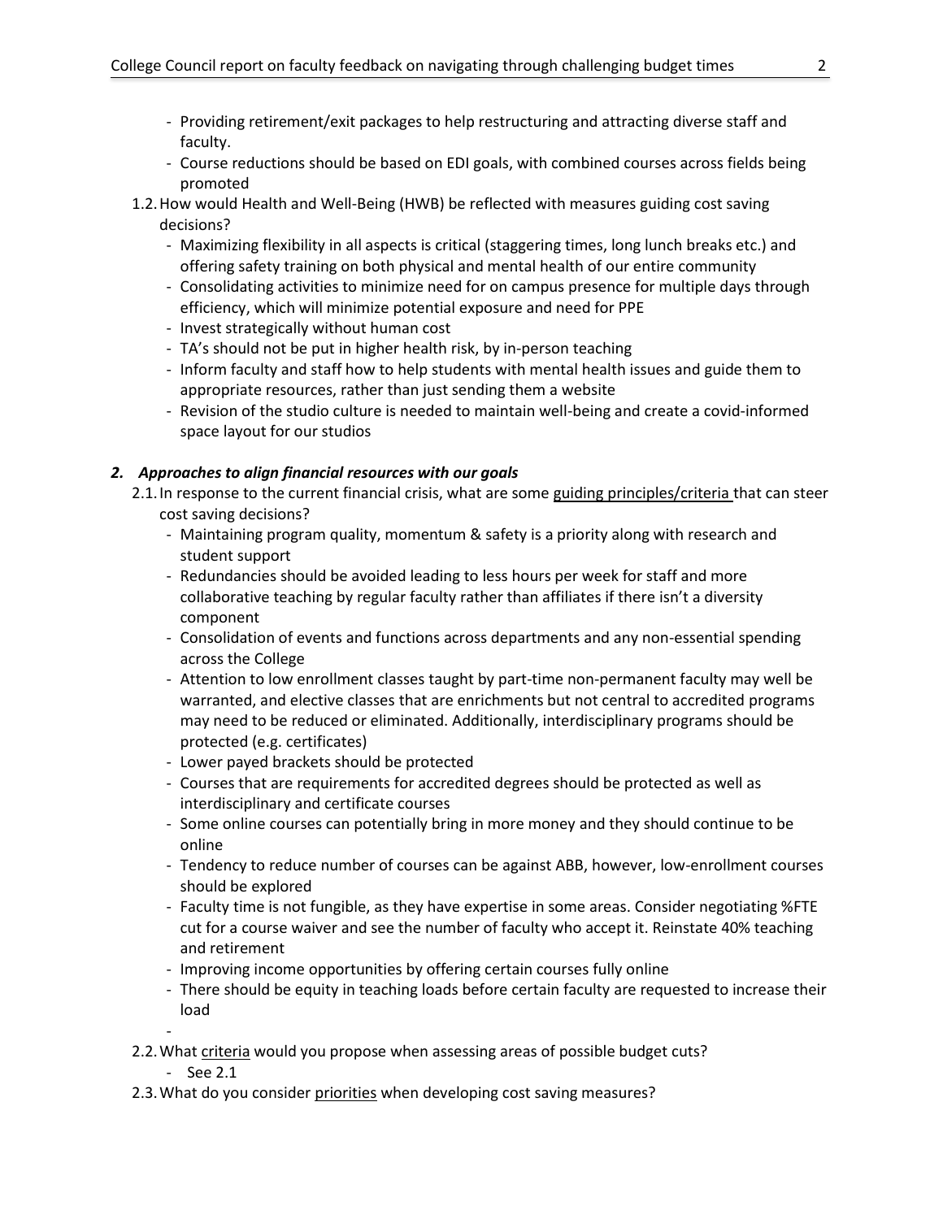- Providing retirement/exit packages to help restructuring and attracting diverse staff and faculty.
- Course reductions should be based on EDI goals, with combined courses across fields being promoted

1.2. How would Health and Well-Being (HWB) be reflected with measures guiding cost saving decisions?

- Maximizing flexibility in all aspects is critical (staggering times, long lunch breaks etc.) and offering safety training on both physical and mental health of our entire community
- Consolidating activities to minimize need for on campus presence for multiple days through efficiency, which will minimize potential exposure and need for PPE
- Invest strategically without human cost
- TA's should not be put in higher health risk, by in-person teaching
- Inform faculty and staff how to help students with mental health issues and guide them to appropriate resources, rather than just sending them a website
- Revision of the studio culture is needed to maintain well-being and create a covid-informed space layout for our studios

### *2. Approaches to align financial resources with our goals*

2.1. In response to the current financial crisis, what are some guiding principles/criteria that can steer cost saving decisions?

- Maintaining program quality, momentum & safety is a priority along with research and student support
- Redundancies should be avoided leading to less hours per week for staff and more collaborative teaching by regular faculty rather than affiliates if there isn't a diversity component
- Consolidation of events and functions across departments and any non-essential spending across the College
- Attention to low enrollment classes taught by part-time non-permanent faculty may well be warranted, and elective classes that are enrichments but not central to accredited programs may need to be reduced or eliminated. Additionally, interdisciplinary programs should be protected (e.g. certificates)
- Lower payed brackets should be protected
- Courses that are requirements for accredited degrees should be protected as well as interdisciplinary and certificate courses
- Some online courses can potentially bring in more money and they should continue to be online
- Tendency to reduce number of courses can be against ABB, however, low-enrollment courses should be explored
- Faculty time is not fungible, as they have expertise in some areas. Consider negotiating %FTE cut for a course waiver and see the number of faculty who accept it. Reinstate 40% teaching and retirement
- Improving income opportunities by offering certain courses fully online
- There should be equity in teaching loads before certain faculty are requested to increase their load
-

2.2. What criteria would you propose when assessing areas of possible budget cuts?

- See 2.1

2.3. What do you consider priorities when developing cost saving measures?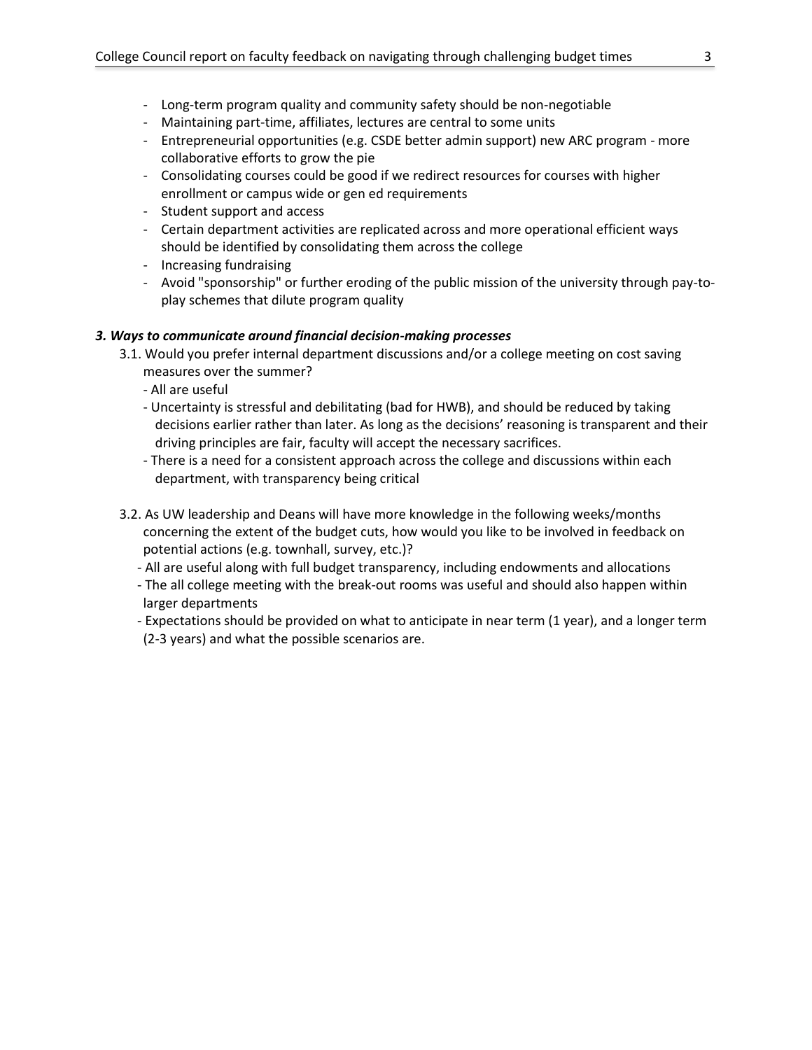- Long-term program quality and community safety should be non-negotiable
- Maintaining part-time, affiliates, lectures are central to some units
- Entrepreneurial opportunities (e.g. CSDE better admin support) new ARC program - more collaborative efforts to grow the pie
- Consolidating courses could be good if we redirect resources for courses with higher enrollment or campus wide or gen ed requirements
- Student support and access
- Certain department activities are replicated across and more operational efficient ways should be identified by consolidating them across the college
- Increasing fundraising
- Avoid "sponsorship" or further eroding of the public mission of the university through pay-to-play schemes that dilute program quality

***3. Ways to communicate around financial decision-making processes***

3.1. Would you prefer internal department discussions and/or a college meeting on cost saving measures over the summer?

- All are useful
- Uncertainty is stressful and debilitating (bad for HWB), and should be reduced by taking decisions earlier rather than later. As long as the decisions' reasoning is transparent and their driving principles are fair, faculty will accept the necessary sacrifices.
- There is a need for a consistent approach across the college and discussions within each department, with transparency being critical

3.2. As UW leadership and Deans will have more knowledge in the following weeks/months concerning the extent of the budget cuts, how would you like to be involved in feedback on potential actions (e.g. townhall, survey, etc.)?

- All are useful along with full budget transparency, including endowments and allocations
- The all college meeting with the break-out rooms was useful and should also happen within larger departments
- Expectations should be provided on what to anticipate in near term (1 year), and a longer term (2-3 years) and what the possible scenarios are.